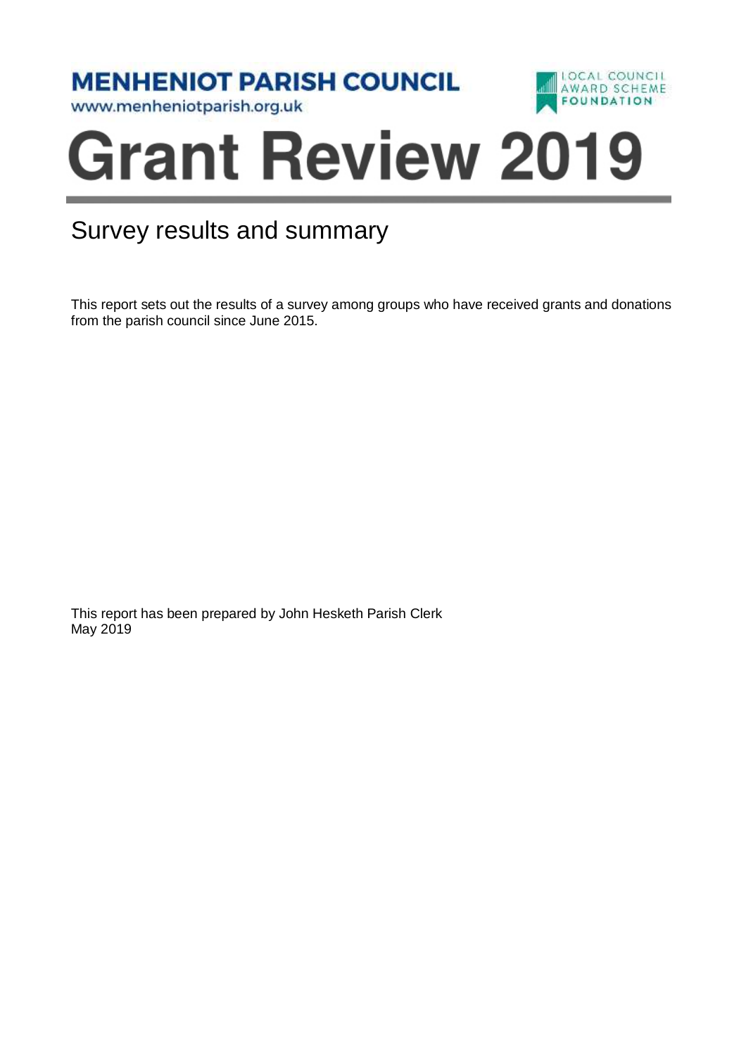**MENHENIOT PARISH COUNCIL**

www.menheniotparish.org.uk

LOCAL COUNCIL AWARD SCHEME FOUNDATION

# Grant Review 2019

## Survey results and summary

This report sets out the results of a survey among groups who have received grants and donations from the parish council since June 2015.

This report has been prepared by John Hesketh Parish Clerk
May 2019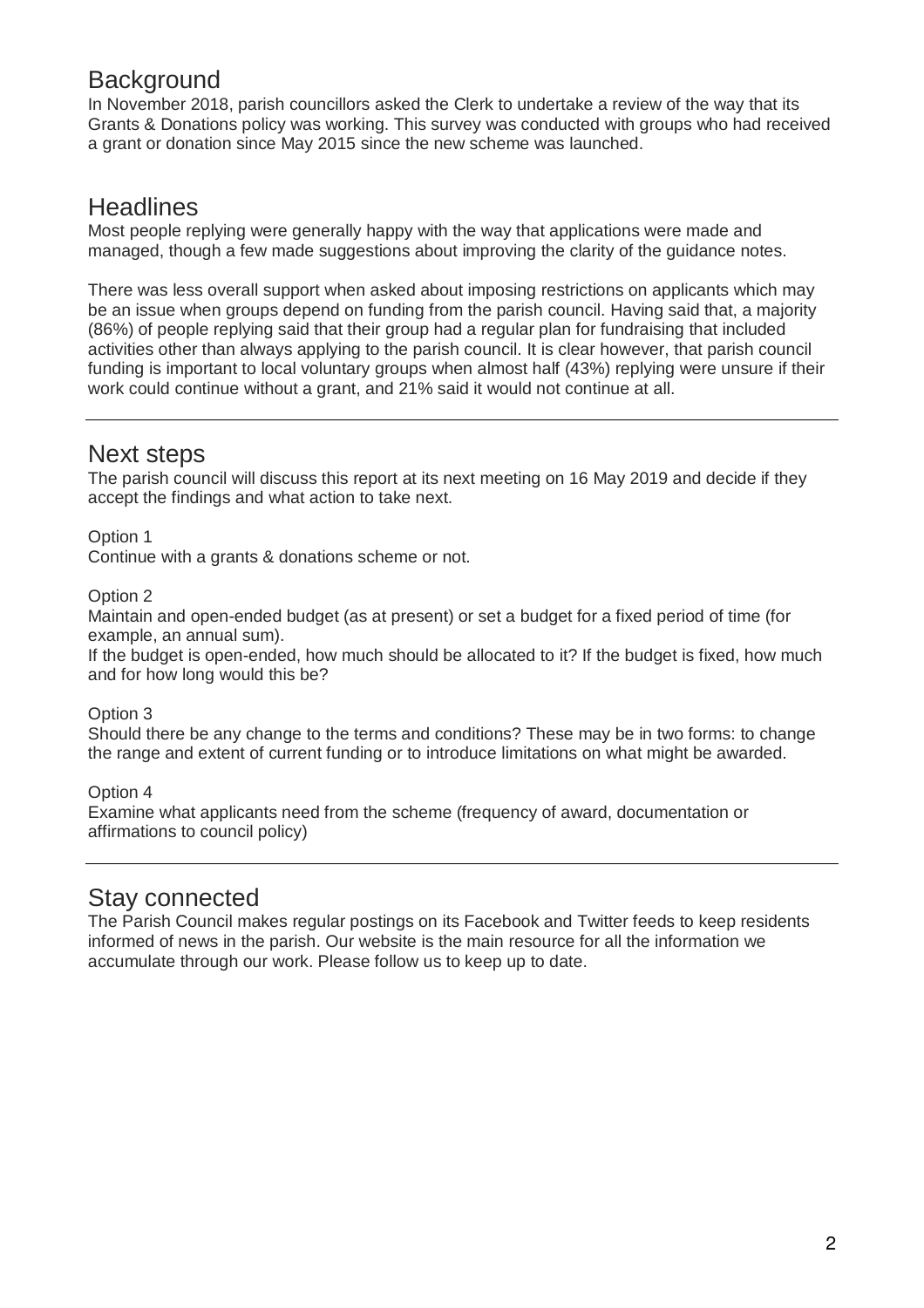## Background

In November 2018, parish councillors asked the Clerk to undertake a review of the way that its Grants & Donations policy was working. This survey was conducted with groups who had received a grant or donation since May 2015 since the new scheme was launched.

## Headlines

Most people replying were generally happy with the way that applications were made and managed, though a few made suggestions about improving the clarity of the guidance notes.

There was less overall support when asked about imposing restrictions on applicants which may be an issue when groups depend on funding from the parish council. Having said that, a majority (86%) of people replying said that their group had a regular plan for fundraising that included activities other than always applying to the parish council. It is clear however, that parish council funding is important to local voluntary groups when almost half (43%) replying were unsure if their work could continue without a grant, and 21% said it would not continue at all.

---

## Next steps

The parish council will discuss this report at its next meeting on 16 May 2019 and decide if they accept the findings and what action to take next.

Option 1
Continue with a grants & donations scheme or not.

Option 2
Maintain and open-ended budget (as at present) or set a budget for a fixed period of time (for example, an annual sum).
If the budget is open-ended, how much should be allocated to it? If the budget is fixed, how much and for how long would this be?

Option 3
Should there be any change to the terms and conditions? These may be in two forms: to change the range and extent of current funding or to introduce limitations on what might be awarded.

Option 4
Examine what applicants need from the scheme (frequency of award, documentation or affirmations to council policy)

---

## Stay connected

The Parish Council makes regular postings on its Facebook and Twitter feeds to keep residents informed of news in the parish. Our website is the main resource for all the information we accumulate through our work. Please follow us to keep up to date.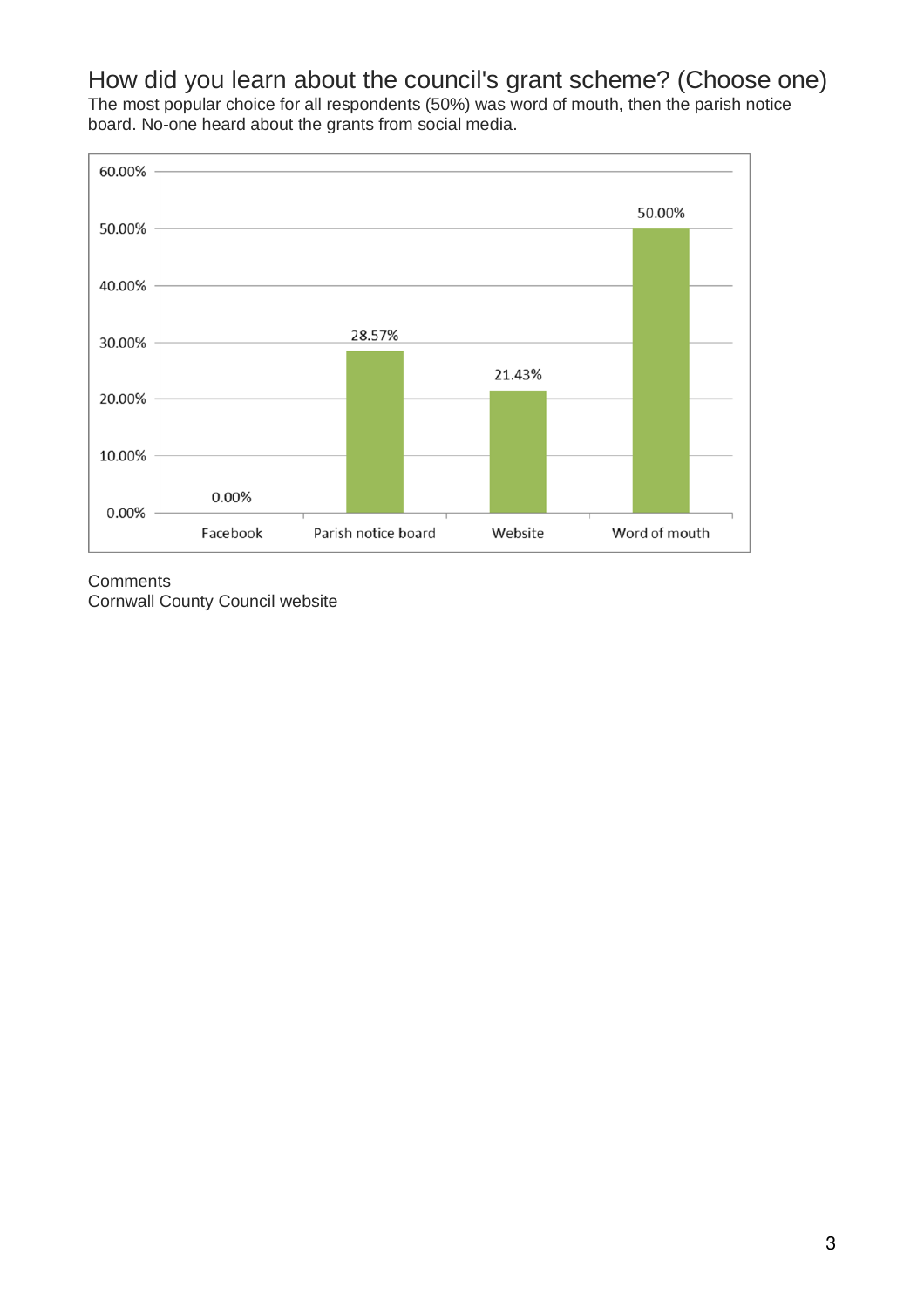## How did you learn about the council's grant scheme? (Choose one)

The most popular choice for all respondents (50%) was word of mouth, then the parish notice board. No-one heard about the grants from social media.

| Response | Percentage |
|---|---|
| Facebook | 0.00% |
| Parish notice board | 28.57% |
| Website | 21.43% |
| Word of mouth | 50.00% |

Comments

Cornwall County Council website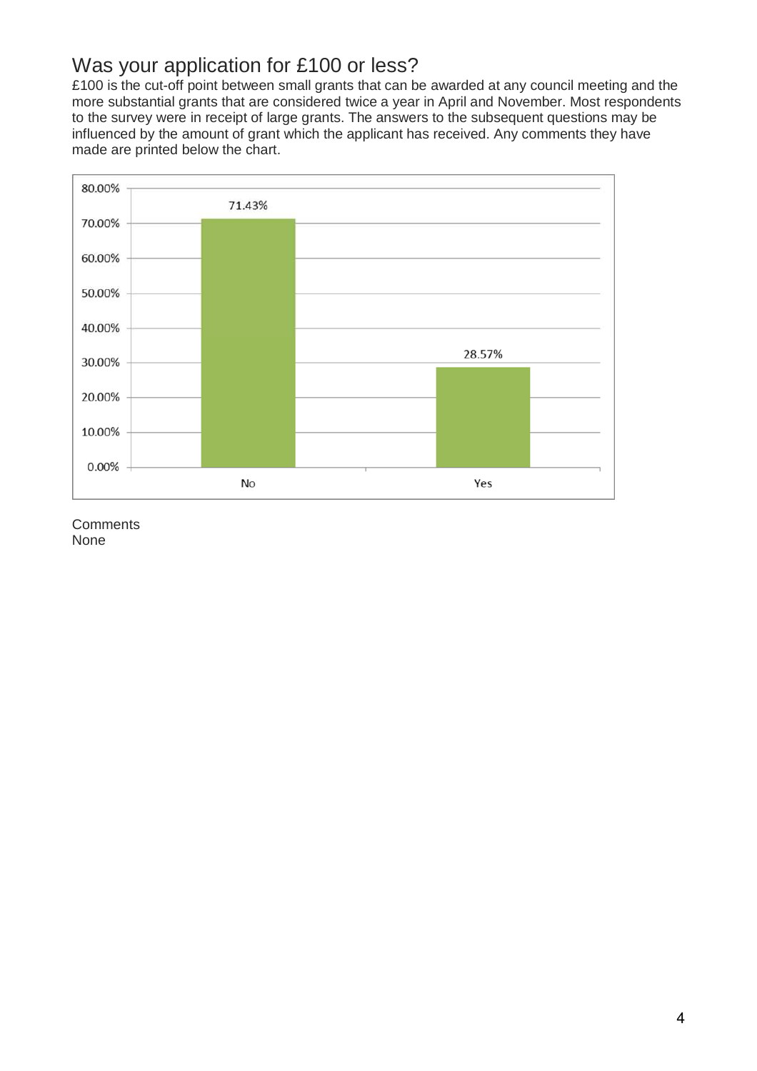## Was your application for £100 or less?

£100 is the cut-off point between small grants that can be awarded at any council meeting and the more substantial grants that are considered twice a year in April and November. Most respondents to the survey were in receipt of large grants. The answers to the subsequent questions may be influenced by the amount of grant which the applicant has received. Any comments they have made are printed below the chart.

| Response | Percentage |
|---|---|
| No | 71.43% |
| Yes | 28.57% |

Comments
None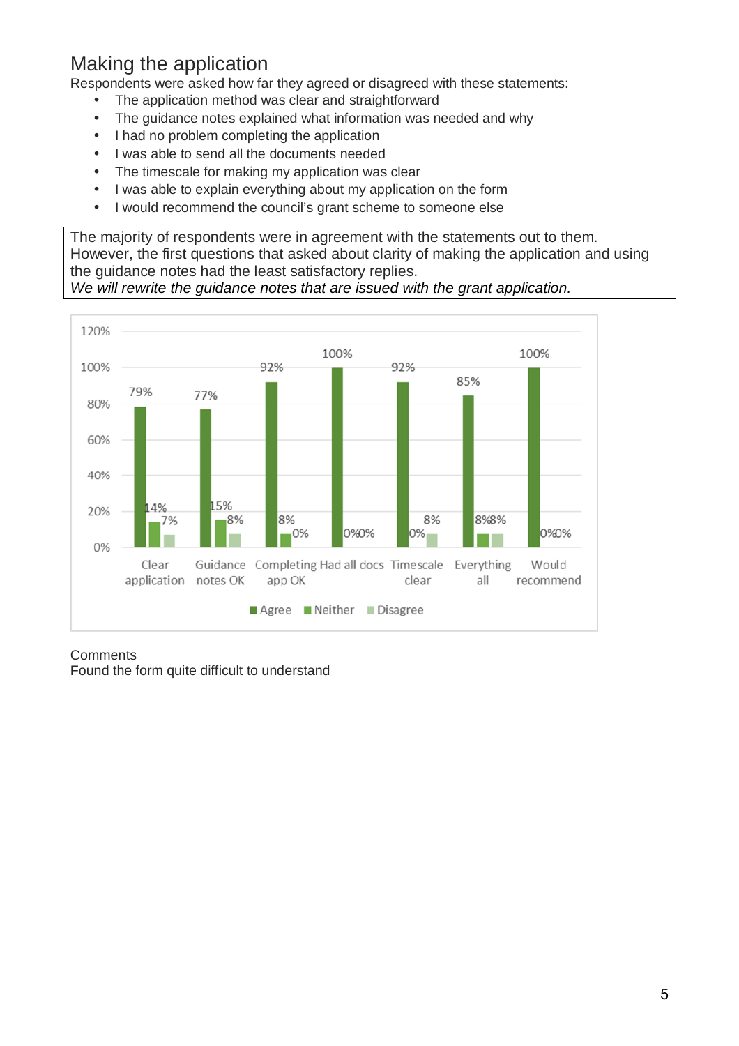## Making the application

Respondents were asked how far they agreed or disagreed with these statements:

- The application method was clear and straightforward
- The guidance notes explained what information was needed and why
- I had no problem completing the application
- I was able to send all the documents needed
- The timescale for making my application was clear
- I was able to explain everything about my application on the form
- I would recommend the council's grant scheme to someone else

The majority of respondents were in agreement with the statements out to them. However, the first questions that asked about clarity of making the application and using the guidance notes had the least satisfactory replies.
*We will rewrite the guidance notes that are issued with the grant application.*

| | Agree | Neither | Disagree |
|---|---|---|---|
| Clear application | 79% | 14% | 7% |
| Guidance notes OK | 77% | 15% | 8% |
| Completing app OK | 92% | 8% | 0% |
| Had all docs | 100% | 0% | 0% |
| Timescale clear | 92% | 0% | 8% |
| Everything all | 85% | 8% | 8% |
| Would recommend | 100% | 0% | 0% |

Comments
Found the form quite difficult to understand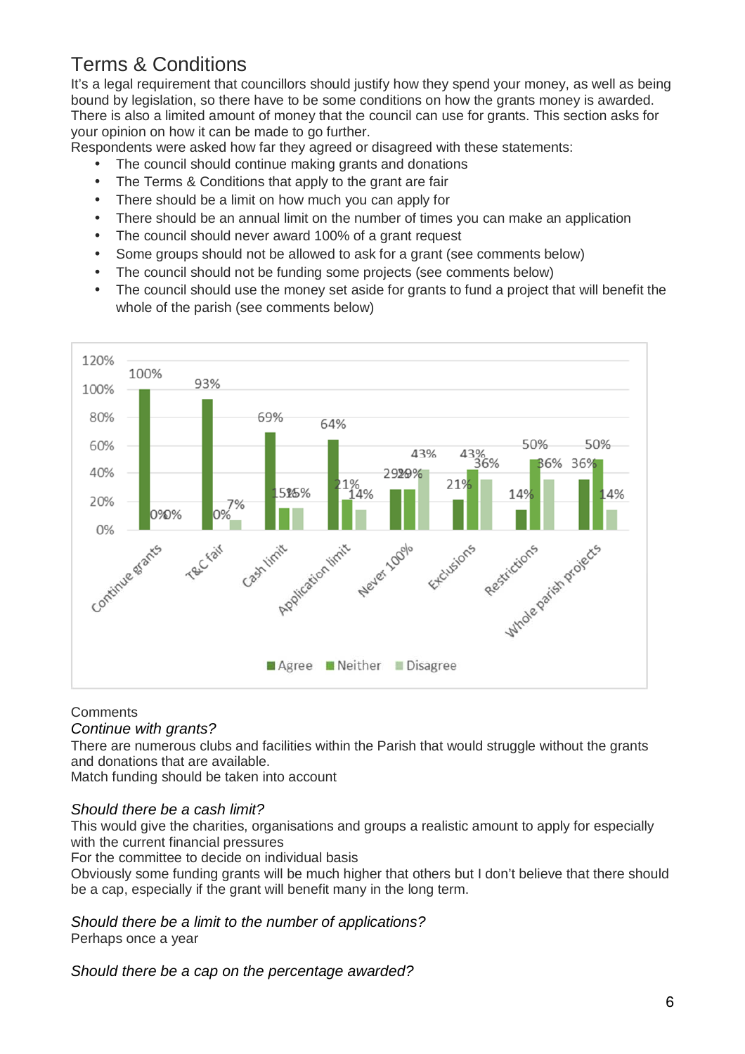## Terms & Conditions

It's a legal requirement that councillors should justify how they spend your money, as well as being bound by legislation, so there have to be some conditions on how the grants money is awarded. There is also a limited amount of money that the council can use for grants. This section asks for your opinion on how it can be made to go further.

Respondents were asked how far they agreed or disagreed with these statements:

- The council should continue making grants and donations
- The Terms & Conditions that apply to the grant are fair
- There should be a limit on how much you can apply for
- There should be an annual limit on the number of times you can make an application
- The council should never award 100% of a grant request
- Some groups should not be allowed to ask for a grant (see comments below)
- The council should not be funding some projects (see comments below)
- The council should use the money set aside for grants to fund a project that will benefit the whole of the parish (see comments below)

| | Agree | Neither | Disagree |
|---|---|---|---|
| Continue grants | 100% | 0% | 0% |
| T&C fair | 93% | 0% | 7% |
| Cash limit | 69% | 15% | 15% |
| Application limit | 64% | 21% | 14% |
| Never 100% | 29% | 29% | 43% |
| Exclusions | 21% | 43% | 36% |
| Restrictions | 14% | 50% | 36% |
| Whole parish projects | 36% | 50% | 14% |

Comments

*Continue with grants?*

There are numerous clubs and facilities within the Parish that would struggle without the grants and donations that are available.

Match funding should be taken into account

*Should there be a cash limit?*

This would give the charities, organisations and groups a realistic amount to apply for especially with the current financial pressures

For the committee to decide on individual basis

Obviously some funding grants will be much higher that others but I don't believe that there should be a cap, especially if the grant will benefit many in the long term.

*Should there be a limit to the number of applications?*

Perhaps once a year

*Should there be a cap on the percentage awarded?*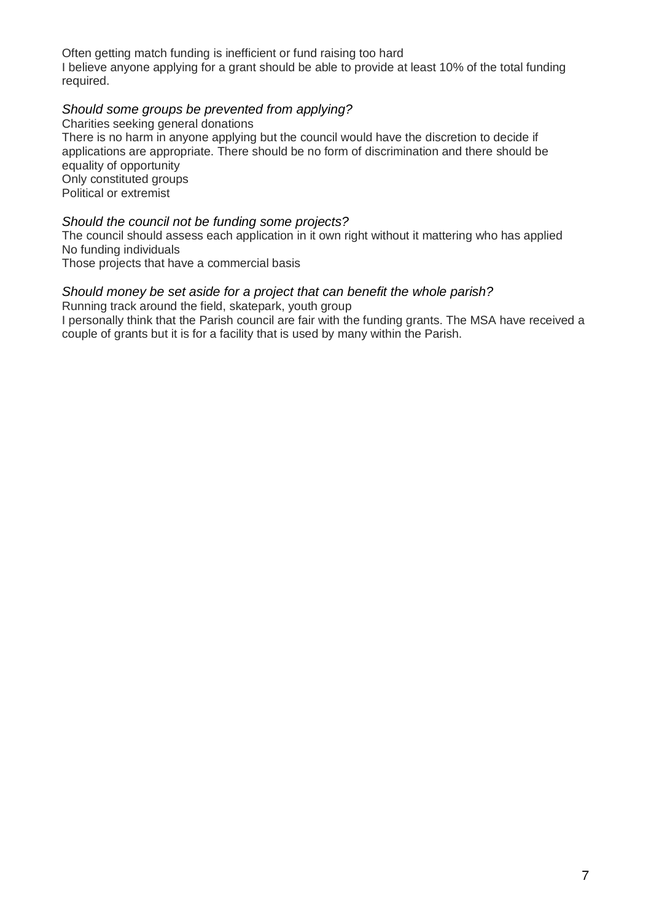Often getting match funding is inefficient or fund raising too hard
I believe anyone applying for a grant should be able to provide at least 10% of the total funding required.

*Should some groups be prevented from applying?*

Charities seeking general donations
There is no harm in anyone applying but the council would have the discretion to decide if applications are appropriate. There should be no form of discrimination and there should be equality of opportunity
Only constituted groups
Political or extremist

*Should the council not be funding some projects?*

The council should assess each application in it own right without it mattering who has applied
No funding individuals
Those projects that have a commercial basis

*Should money be set aside for a project that can benefit the whole parish?*

Running track around the field, skatepark, youth group
I personally think that the Parish council are fair with the funding grants. The MSA have received a couple of grants but it is for a facility that is used by many within the Parish.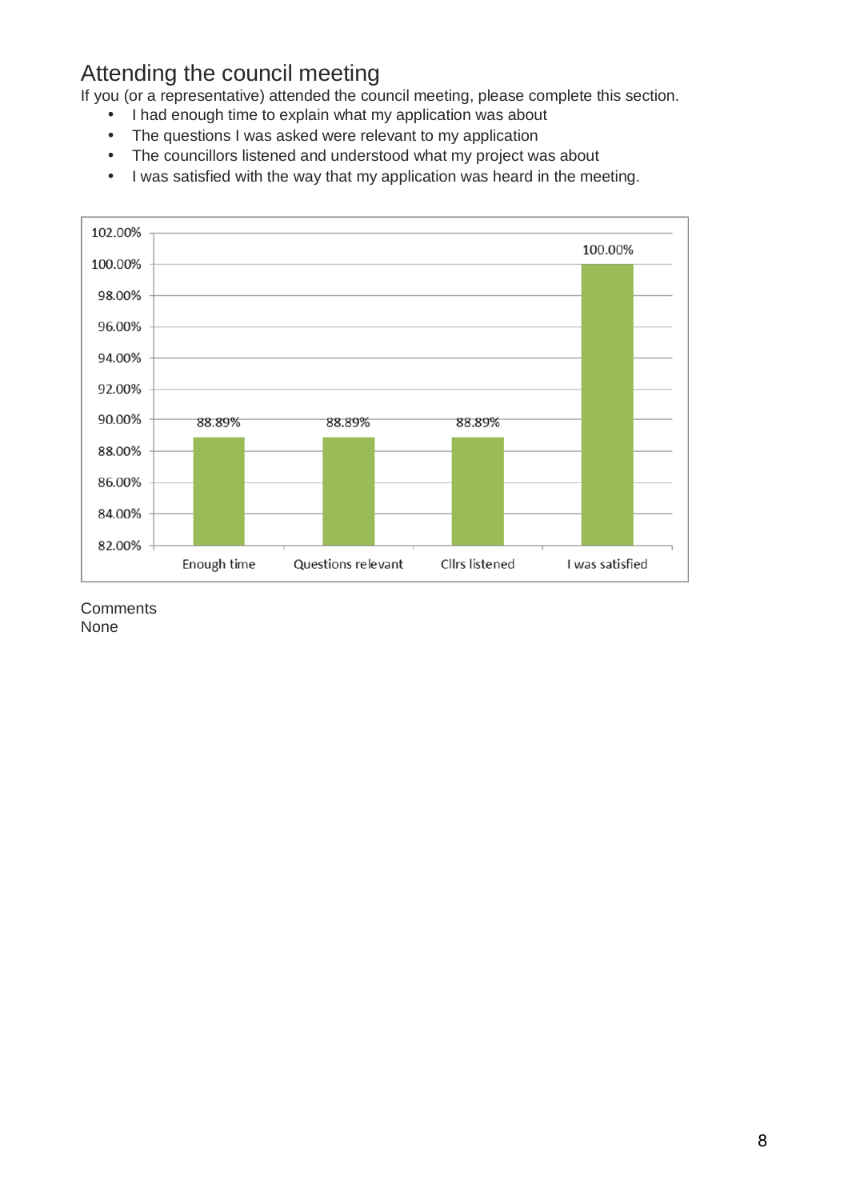## Attending the council meeting

If you (or a representative) attended the council meeting, please complete this section.

- I had enough time to explain what my application was about
- The questions I was asked were relevant to my application
- The councillors listened and understood what my project was about
- I was satisfied with the way that my application was heard in the meeting.

| | Enough time | Questions relevant | Cllrs listened | I was satisfied |
|---|---|---|---|---|
| % | 88.89% | 88.89% | 88.89% | 100.00% |

Comments
None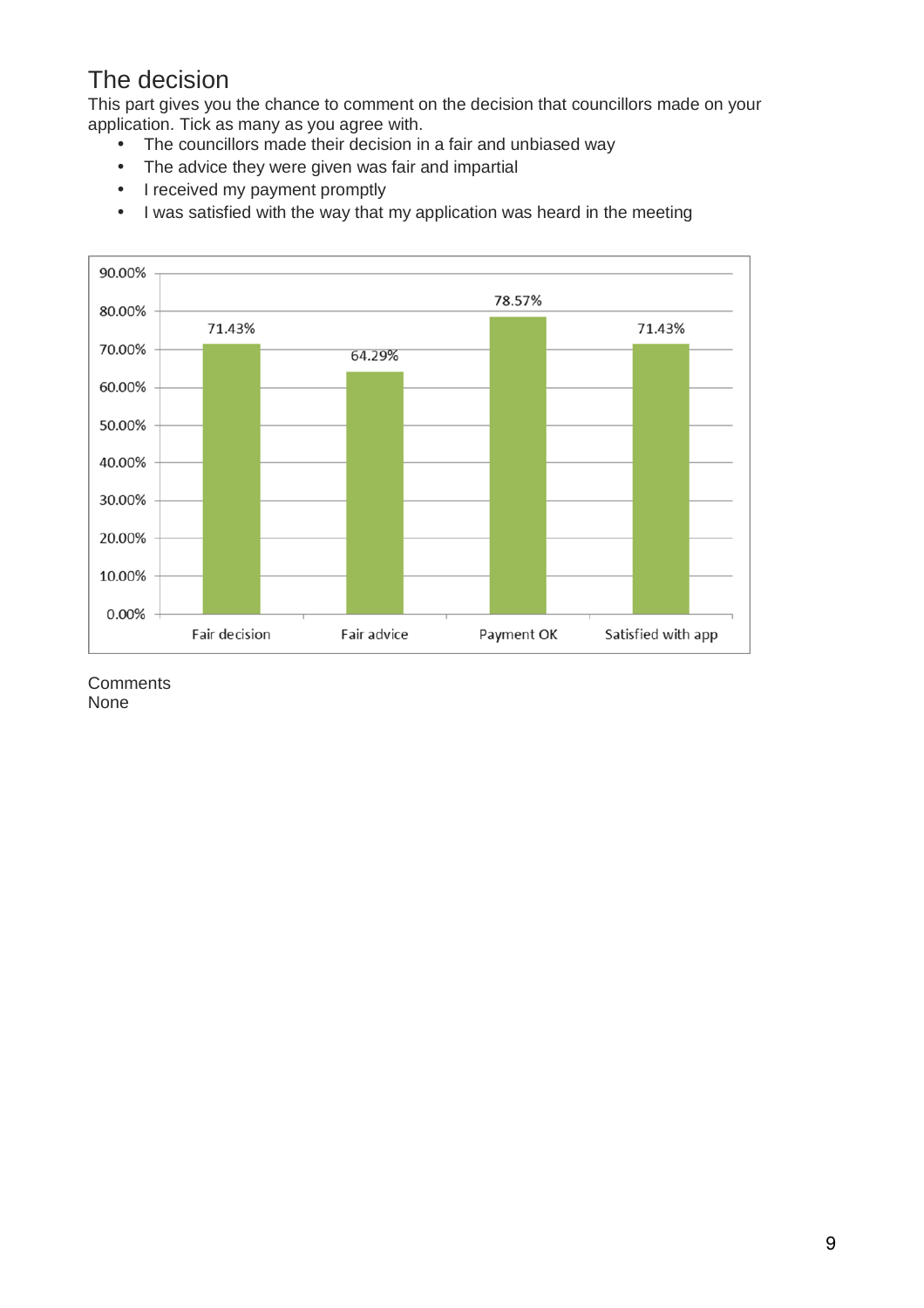## The decision

This part gives you the chance to comment on the decision that councillors made on your application. Tick as many as you agree with.

- The councillors made their decision in a fair and unbiased way
- The advice they were given was fair and impartial
- I received my payment promptly
- I was satisfied with the way that my application was heard in the meeting

| | Fair decision | Fair advice | Payment OK | Satisfied with app |
|---|---|---|---|---|
| % | 71.43% | 64.29% | 78.57% | 71.43% |

Comments
None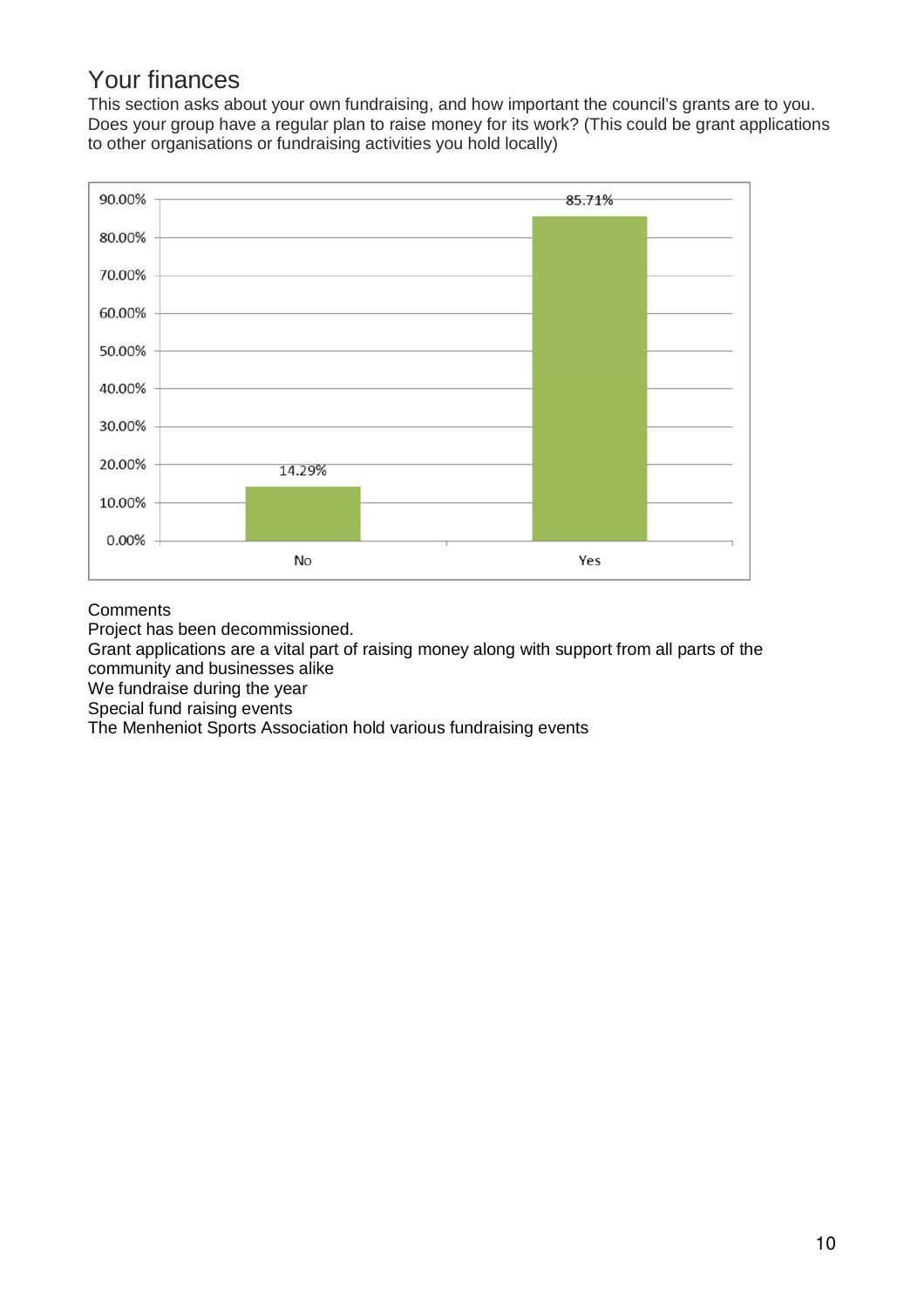## Your finances

This section asks about your own fundraising, and how important the council's grants are to you.
Does your group have a regular plan to raise money for its work? (This could be grant applications to other organisations or fundraising activities you hold locally)

| Response | Percentage |
| --- | --- |
| No | 14.29% |
| Yes | 85.71% |

Comments

Project has been decommissioned.

Grant applications are a vital part of raising money along with support from all parts of the community and businesses alike

We fundraise during the year

Special fund raising events

The Menheniot Sports Association hold various fundraising events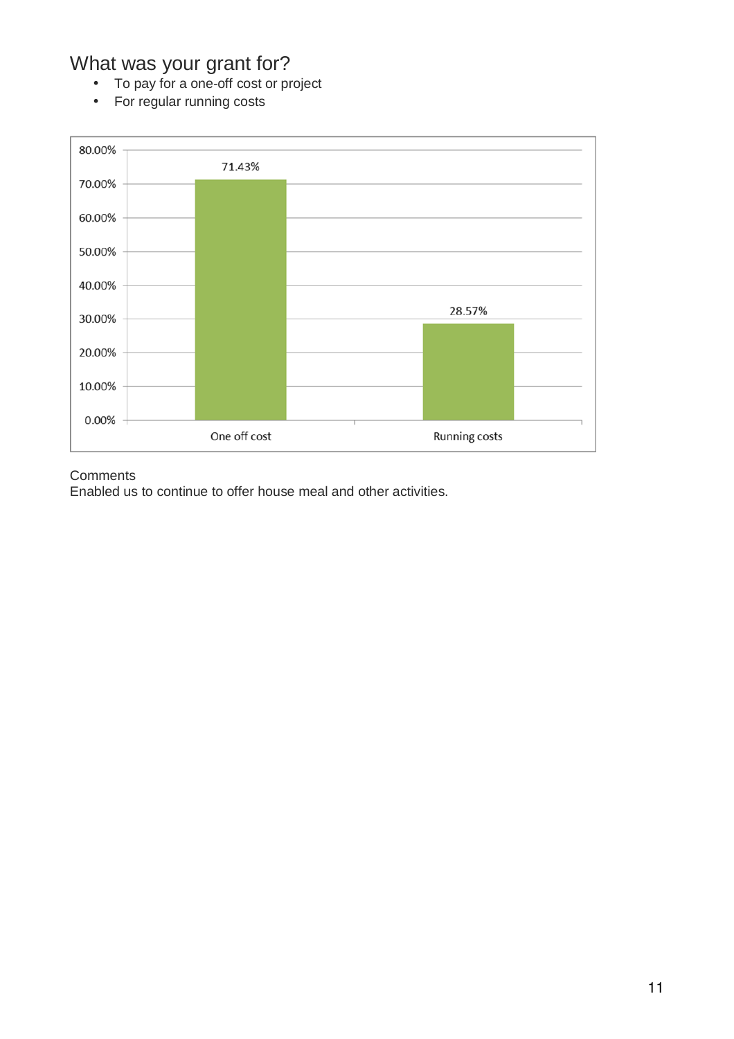## What was your grant for?

- To pay for a one-off cost or project
- For regular running costs

| | One off cost | Running costs |
|---|---|---|
| Percentage | 71.43% | 28.57% |

Comments

Enabled us to continue to offer house meal and other activities.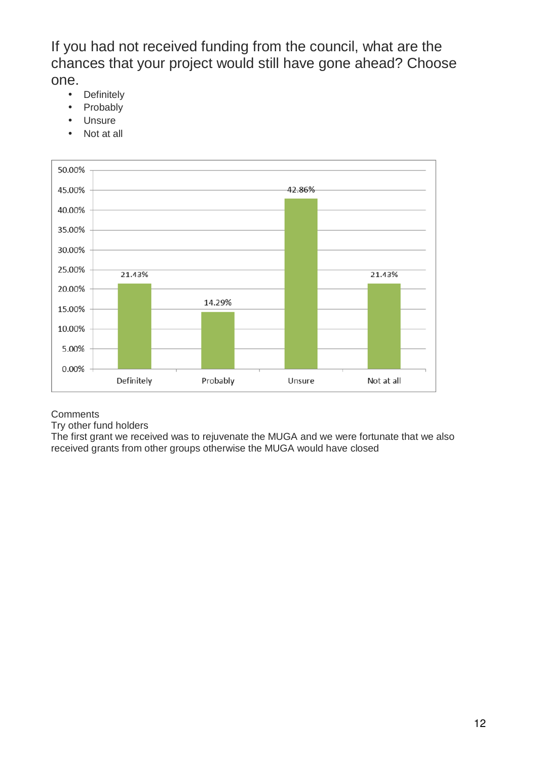If you had not received funding from the council, what are the chances that your project would still have gone ahead? Choose one.

- Definitely
- Probably
- Unsure
- Not at all

| Response | Percentage |
|---|---|
| Definitely | 21.43% |
| Probably | 14.29% |
| Unsure | 42.86% |
| Not at all | 21.43% |

Comments

Try other fund holders

The first grant we received was to rejuvenate the MUGA and we were fortunate that we also received grants from other groups otherwise the MUGA would have closed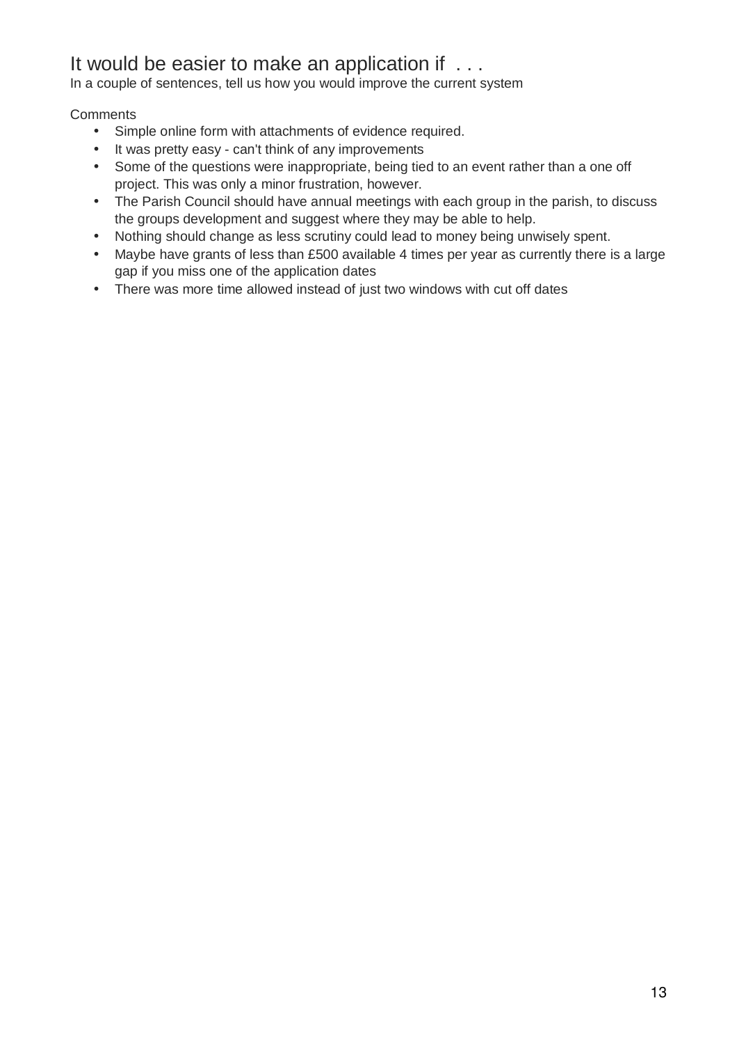## It would be easier to make an application if . . .

In a couple of sentences, tell us how you would improve the current system

Comments

- Simple online form with attachments of evidence required.
- It was pretty easy - can't think of any improvements
- Some of the questions were inappropriate, being tied to an event rather than a one off project. This was only a minor frustration, however.
- The Parish Council should have annual meetings with each group in the parish, to discuss the groups development and suggest where they may be able to help.
- Nothing should change as less scrutiny could lead to money being unwisely spent.
- Maybe have grants of less than £500 available 4 times per year as currently there is a large gap if you miss one of the application dates
- There was more time allowed instead of just two windows with cut off dates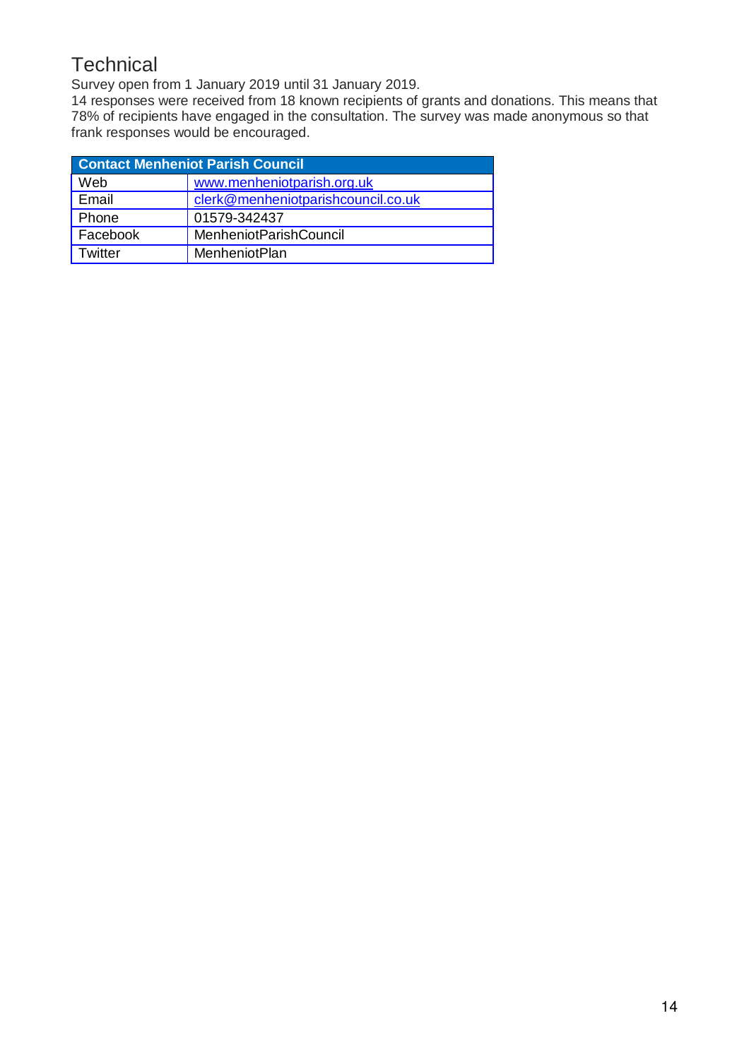## Technical

Survey open from 1 January 2019 until 31 January 2019.
14 responses were received from 18 known recipients of grants and donations. This means that 78% of recipients have engaged in the consultation. The survey was made anonymous so that frank responses would be encouraged.

| **Contact Menheniot Parish Council** | |
|---|---|
| Web | www.menheniotparish.org.uk |
| Email | clerk@menheniotparishcouncil.co.uk |
| Phone | 01579-342437 |
| Facebook | MenheniotParishCouncil |
| Twitter | MenheniotPlan |